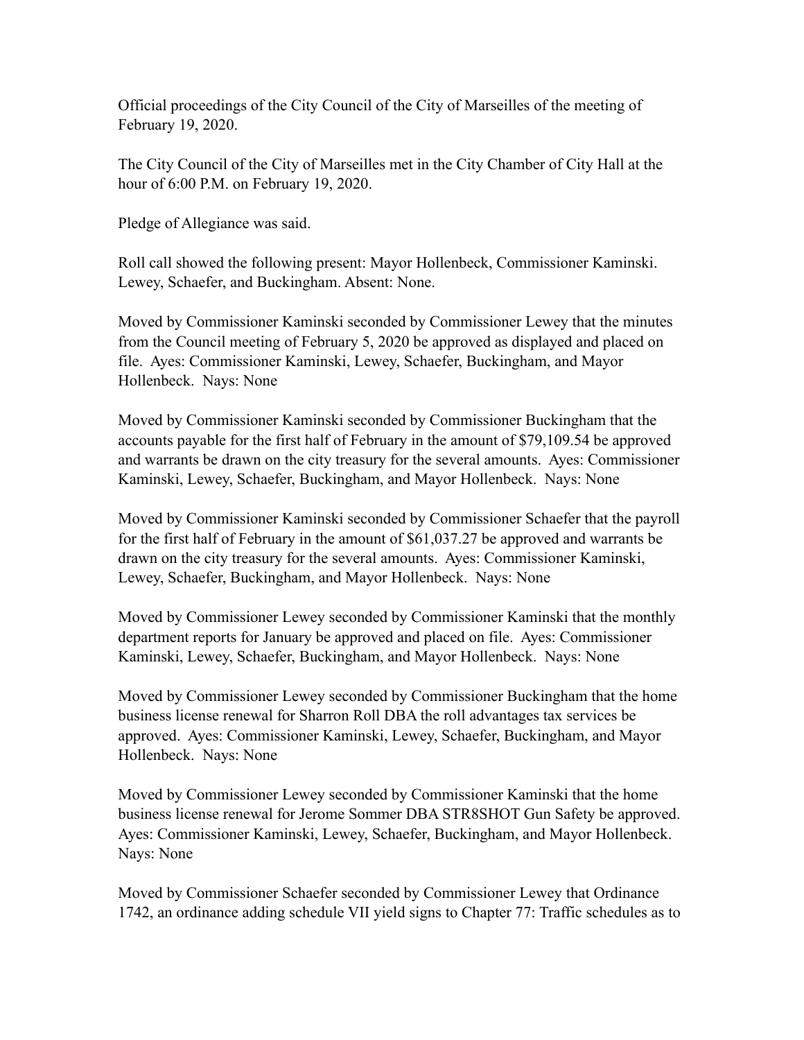Official proceedings of the City Council of the City of Marseilles of the meeting of February 19, 2020.

The City Council of the City of Marseilles met in the City Chamber of City Hall at the hour of 6:00 P.M. on February 19, 2020.

Pledge of Allegiance was said.

Roll call showed the following present: Mayor Hollenbeck, Commissioner Kaminski. Lewey, Schaefer, and Buckingham. Absent: None.

Moved by Commissioner Kaminski seconded by Commissioner Lewey that the minutes from the Council meeting of February 5, 2020 be approved as displayed and placed on file. Ayes: Commissioner Kaminski, Lewey, Schaefer, Buckingham, and Mayor Hollenbeck. Nays: None

Moved by Commissioner Kaminski seconded by Commissioner Buckingham that the accounts payable for the first half of February in the amount of $79,109.54 be approved and warrants be drawn on the city treasury for the several amounts. Ayes: Commissioner Kaminski, Lewey, Schaefer, Buckingham, and Mayor Hollenbeck. Nays: None

Moved by Commissioner Kaminski seconded by Commissioner Schaefer that the payroll for the first half of February in the amount of $61,037.27 be approved and warrants be drawn on the city treasury for the several amounts. Ayes: Commissioner Kaminski, Lewey, Schaefer, Buckingham, and Mayor Hollenbeck. Nays: None

Moved by Commissioner Lewey seconded by Commissioner Kaminski that the monthly department reports for January be approved and placed on file. Ayes: Commissioner Kaminski, Lewey, Schaefer, Buckingham, and Mayor Hollenbeck. Nays: None

Moved by Commissioner Lewey seconded by Commissioner Buckingham that the home business license renewal for Sharron Roll DBA the roll advantages tax services be approved. Ayes: Commissioner Kaminski, Lewey, Schaefer, Buckingham, and Mayor Hollenbeck. Nays: None

Moved by Commissioner Lewey seconded by Commissioner Kaminski that the home business license renewal for Jerome Sommer DBA STR8SHOT Gun Safety be approved. Ayes: Commissioner Kaminski, Lewey, Schaefer, Buckingham, and Mayor Hollenbeck. Nays: None

Moved by Commissioner Schaefer seconded by Commissioner Lewey that Ordinance 1742, an ordinance adding schedule VII yield signs to Chapter 77: Traffic schedules as to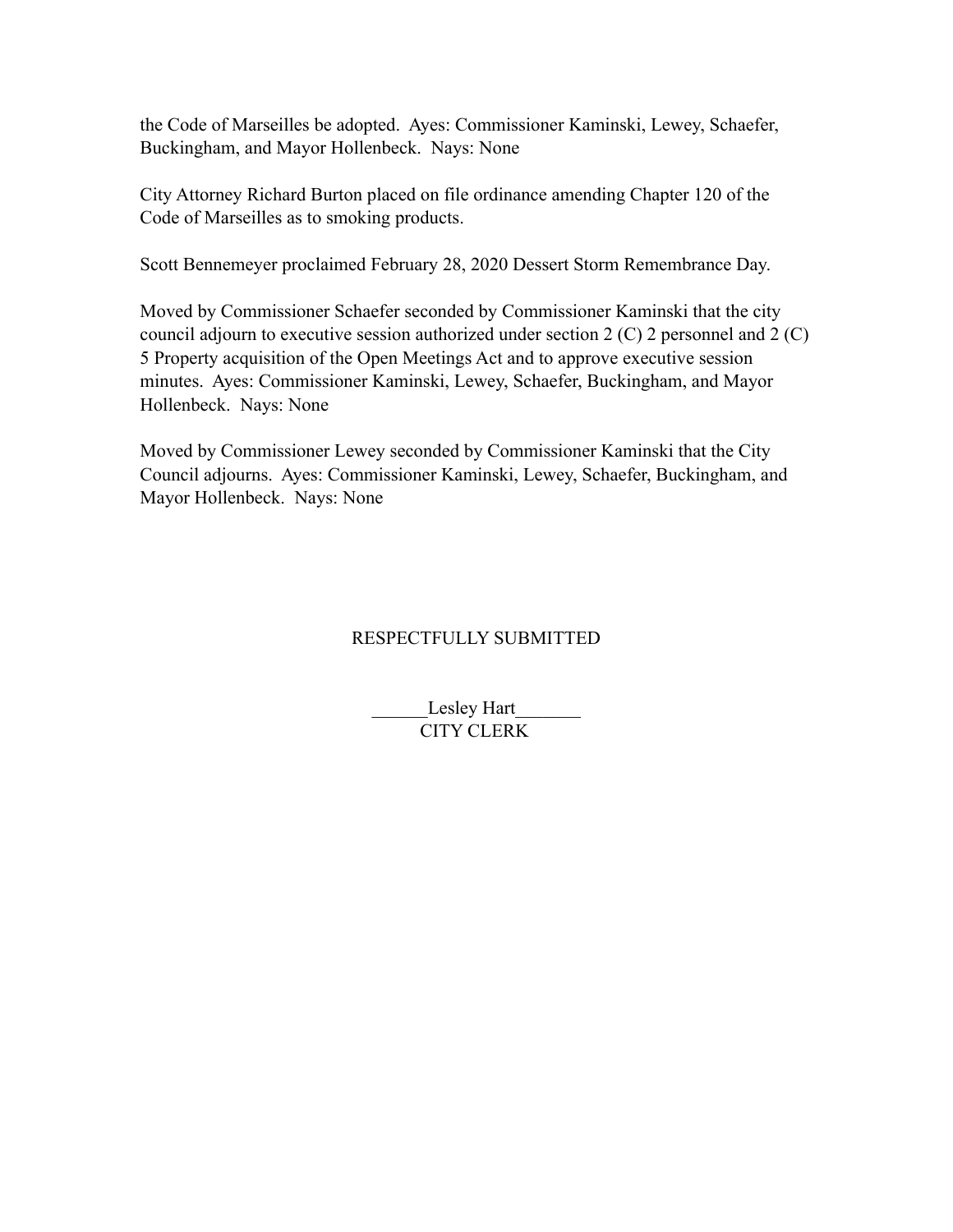the Code of Marseilles be adopted. Ayes: Commissioner Kaminski, Lewey, Schaefer, Buckingham, and Mayor Hollenbeck. Nays: None

City Attorney Richard Burton placed on file ordinance amending Chapter 120 of the Code of Marseilles as to smoking products.

Scott Bennemeyer proclaimed February 28, 2020 Dessert Storm Remembrance Day.

Moved by Commissioner Schaefer seconded by Commissioner Kaminski that the city council adjourn to executive session authorized under section 2 (C) 2 personnel and 2 (C) 5 Property acquisition of the Open Meetings Act and to approve executive session minutes. Ayes: Commissioner Kaminski, Lewey, Schaefer, Buckingham, and Mayor Hollenbeck. Nays: None

Moved by Commissioner Lewey seconded by Commissioner Kaminski that the City Council adjourns. Ayes: Commissioner Kaminski, Lewey, Schaefer, Buckingham, and Mayor Hollenbeck. Nays: None

RESPECTFULLY SUBMITTED

______Lesley Hart_______
CITY CLERK